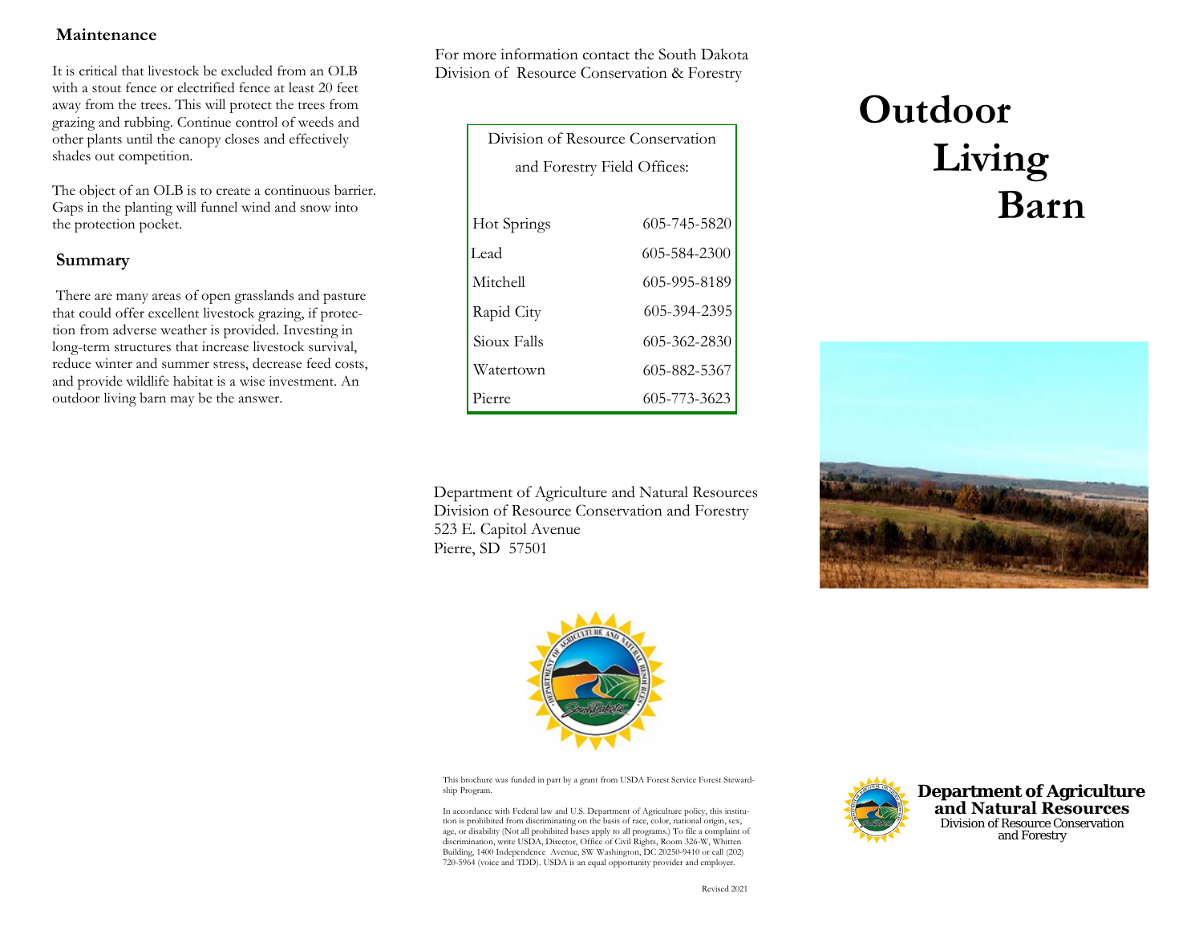## Maintenance

It is critical that livestock be excluded from an OLB with a stout fence or electrified fence at least 20 feet away from the trees. This will protect the trees from grazing and rubbing. Continue control of weeds and other plants until the canopy closes and effectively shades out competition.

The object of an OLB is to create a continuous barrier. Gaps in the planting will funnel wind and snow into the protection pocket.

## Summary

There are many areas of open grasslands and pasture that could offer excellent livestock grazing, if protection from adverse weather is provided. Investing in long-term structures that increase livestock survival, reduce winter and summer stress, decrease feed costs, and provide wildlife habitat is a wise investment. An outdoor living barn may be the answer.

For more information contact the South Dakota Division of Resource Conservation & Forestry

| Division of Resource Conservation and Forestry Field Offices: | |
|---|---|
| Hot Springs | 605-745-5820 |
| Lead | 605-584-2300 |
| Mitchell | 605-995-8189 |
| Rapid City | 605-394-2395 |
| Sioux Falls | 605-362-2830 |
| Watertown | 605-882-5367 |
| Pierre | 605-773-3623 |

Department of Agriculture and Natural Resources
Division of Resource Conservation and Forestry
523 E. Capitol Avenue
Pierre, SD 57501

This brochure was funded in part by a grant from USDA Forest Service Forest Stewardship Program.

In accordance with Federal law and U.S. Department of Agriculture policy, this institution is prohibited from discriminating on the basis of race, color, national origin, sex, age, or disability (Not all prohibited bases apply to all programs.) To file a complaint of discrimination, write USDA, Director, Office of Civil Rights, Room 326-W, Whitten Building, 1400 Independence Avenue, SW Washington, DC 20250-9410 or call (202) 720-5964 (voice and TDD). USDA is an equal opportunity provider and employer.

Revised 2021

# Outdoor Living Barn

**Department of Agriculture and Natural Resources**
Division of Resource Conservation and Forestry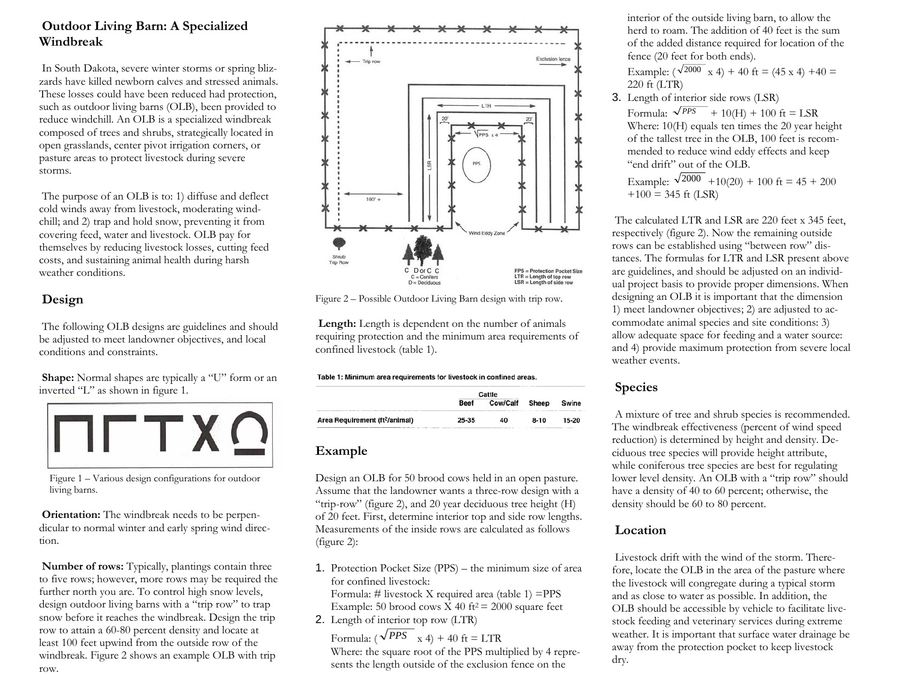## Outdoor Living Barn: A Specialized Windbreak

In South Dakota, severe winter storms or spring blizzards have killed newborn calves and stressed animals. These losses could have been reduced had protection, such as outdoor living barns (OLB), been provided to reduce windchill. An OLB is a specialized windbreak composed of trees and shrubs, strategically located in open grasslands, center pivot irrigation corners, or pasture areas to protect livestock during severe storms.

The purpose of an OLB is to: 1) diffuse and deflect cold winds away from livestock, moderating windchill; and 2) trap and hold snow, preventing it from covering feed, water and livestock. OLB pay for themselves by reducing livestock losses, cutting feed costs, and sustaining animal health during harsh weather conditions.

## Design

The following OLB designs are guidelines and should be adjusted to meet landowner objectives, and local conditions and constraints.

**Shape:** Normal shapes are typically a "U" form or an inverted "L" as shown in figure 1.

Figure 1 – Various design configurations for outdoor living barns.

**Orientation:** The windbreak needs to be perpendicular to normal winter and early spring wind direction.

**Number of rows:** Typically, plantings contain three to five rows; however, more rows may be required the further north you are. To control high snow levels, design outdoor living barns with a "trip row" to trap snow before it reaches the windbreak. Design the trip row to attain a 60-80 percent density and locate at least 100 feet upwind from the outside row of the windbreak. Figure 2 shows an example OLB with trip row.

Trip row
Exclusion fence
LTR
20'
20'
$\sqrt{PPS}$ x 4
LSR
PPS
100' +
Wind Eddy Zone
Shrub Trip Row
C D or C C
C = Conifers
D = Deciduous
PPS = Protection Pocket Size
LTR = Length of top row
LSR = Length of side row

Figure 2 – Possible Outdoor Living Barn design with trip row.

**Length:** Length is dependent on the number of animals requiring protection and the minimum area requirements of confined livestock (table 1).

**Table 1: Minimum area requirements for livestock in confined areas.**

| | Cattle | | | |
|---|---|---|---|---|
| | Beef | Cow/Calf | Sheep | Swine |
| Area Requirement (ft²/animal) | 25-35 | 40 | 8-10 | 15-20 |

## Example

Design an OLB for 50 brood cows held in an open pasture. Assume that the landowner wants a three-row design with a "trip-row" (figure 2), and 20 year deciduous tree height (H) of 20 feet. First, determine interior top and side row lengths. Measurements of the inside rows are calculated as follows (figure 2):

1. Protection Pocket Size (PPS) – the minimum size of area for confined livestock:
   Formula: # livestock X required area (table 1) =PPS
   Example: 50 brood cows X 40 ft$^2$ = 2000 square feet
2. Length of interior top row (LTR)
   Formula: ($\sqrt{PPS}$ x 4) + 40 ft = LTR
   Where: the square root of the PPS multiplied by 4 represents the length outside of the exclusion fence on the interior of the outside living barn, to allow the herd to roam. The addition of 40 feet is the sum of the added distance required for location of the fence (20 feet for both ends).
   Example: ($\sqrt{2000}$ x 4) + 40 ft = (45 x 4) +40 = 220 ft (LTR)
3. Length of interior side rows (LSR)
   Formula: $\sqrt{PPS}$ + 10(H) + 100 ft = LSR
   Where: 10(H) equals ten times the 20 year height of the tallest tree in the OLB, 100 feet is recommended to reduce wind eddy effects and keep "end drift" out of the OLB.
   Example: $\sqrt{2000}$ +10(20) + 100 ft = 45 + 200 +100 = 345 ft (LSR)

The calculated LTR and LSR are 220 feet x 345 feet, respectively (figure 2). Now the remaining outside rows can be established using "between row" distances. The formulas for LTR and LSR present above are guidelines, and should be adjusted on an individual project basis to provide proper dimensions. When designing an OLB it is important that the dimension 1) meet landowner objectives; 2) are adjusted to accommodate animal species and site conditions: 3) allow adequate space for feeding and a water source: and 4) provide maximum protection from severe local weather events.

## Species

A mixture of tree and shrub species is recommended. The windbreak effectiveness (percent of wind speed reduction) is determined by height and density. Deciduous tree species will provide height attribute, while coniferous tree species are best for regulating lower level density. An OLB with a "trip row" should have a density of 40 to 60 percent; otherwise, the density should be 60 to 80 percent.

## Location

Livestock drift with the wind of the storm. Therefore, locate the OLB in the area of the pasture where the livestock will congregate during a typical storm and as close to water as possible. In addition, the OLB should be accessible by vehicle to facilitate livestock feeding and veterinary services during extreme weather. It is important that surface water drainage be away from the protection pocket to keep livestock dry.